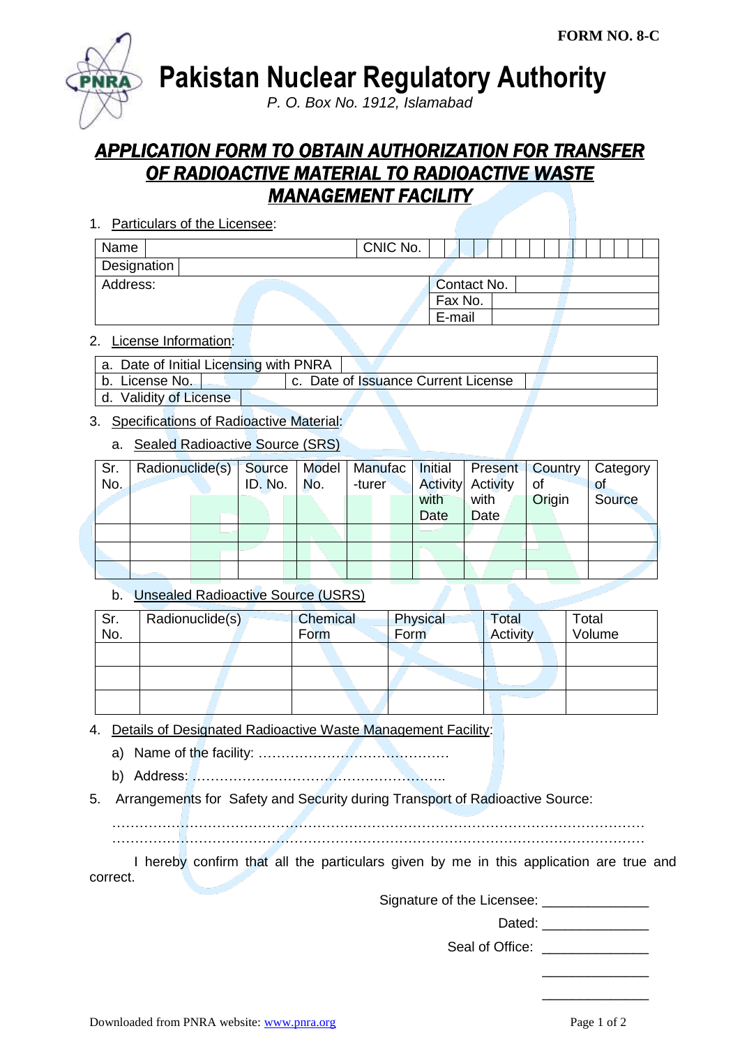FORM NO. 8-C

# Pakistan Nuclear Regulatory Authority

*P. O. Box No. 1912, Islamabad*

## *APPLICATION FORM TO OBTAIN AUTHORIZATION FOR TRANSFER OF RADIOACTIVE MATERIAL TO RADIOACTIVE WASTE MANAGEMENT FACILITY*

1. Particulars of the Licensee:

| Name | | CNIC No. | |
|---|---|---|---|
| Designation | | | |
| Address: | | Contact No. | |
| | | Fax No. | |
| | | E-mail | |

2. License Information:

| a. Date of Initial Licensing with PNRA | | | |
|---|---|---|---|
| b. License No. | | c. Date of Issuance Current License | |
| d. Validity of License | | | |

3. Specifications of Radioactive Material:

   a. Sealed Radioactive Source (SRS)

| Sr. No. | Radionuclide(s) | Source ID. No. | Model No. | Manufac-turer | Initial Activity with Date | Present Activity with Date | Country of Origin | Category of Source |
|---|---|---|---|---|---|---|---|---|
| | | | | | | | | |
| | | | | | | | | |
| | | | | | | | | |

   b. Unsealed Radioactive Source (USRS)

| Sr. No. | Radionuclide(s) | Chemical Form | Physical Form | Total Activity | Total Volume |
|---|---|---|---|---|---|
| | | | | | |
| | | | | | |
| | | | | | |

4. Details of Designated Radioactive Waste Management Facility:

   a) Name of the facility: ……………………………………

   b) Address: ………………………………………………..

5. Arrangements for Safety and Security during Transport of Radioactive Source:

………………………………………………………………………………………………………
………………………………………………………………………………………………………

I hereby confirm that all the particulars given by me in this application are true and correct.

Signature of the Licensee: ______________

Dated: ______________

Seal of Office: ______________

______________

______________

Downloaded from PNRA website: www.pnra.org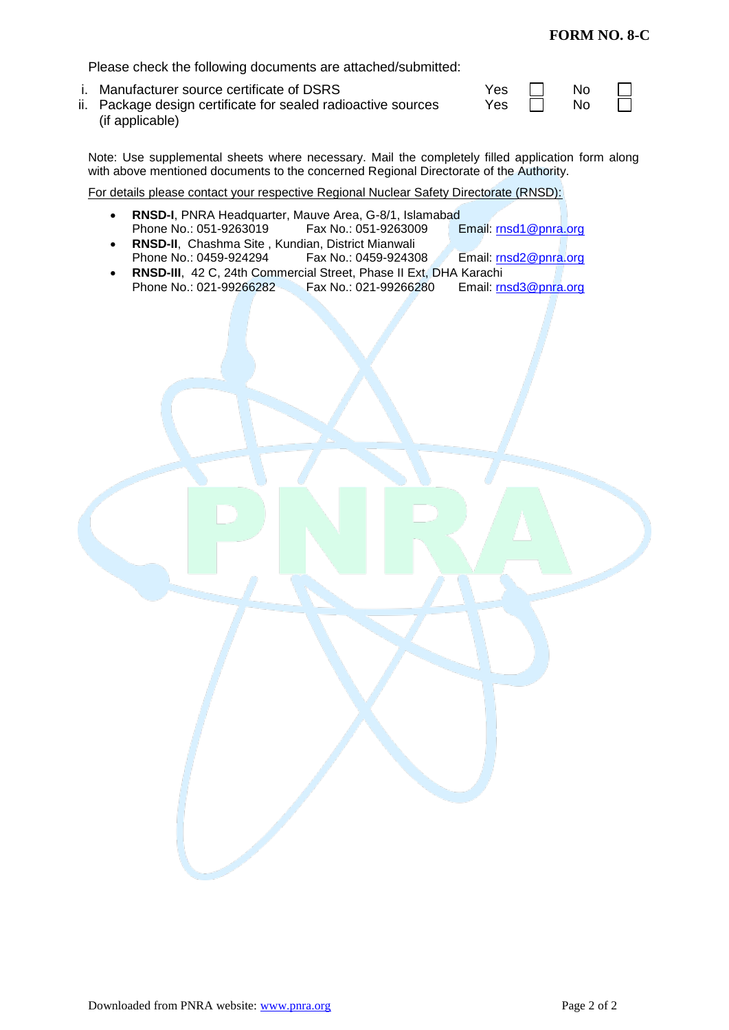**FORM NO. 8-C**

Please check the following documents are attached/submitted:

| | | | |
|---|---|---|---|
| i. Manufacturer source certificate of DSRS | Yes ☐ | No ☐ |
| ii. Package design certificate for sealed radioactive sources (if applicable) | Yes ☐ | No ☐ |

Note: Use supplemental sheets where necessary. Mail the completely filled application form along with above mentioned documents to the concerned Regional Directorate of the Authority.

For details please contact your respective Regional Nuclear Safety Directorate (RNSD):

- **RNSD-I**, PNRA Headquarter, Mauve Area, G-8/1, Islamabad
  Phone No.: 051-9263019    Fax No.: 051-9263009    Email: rnsd1@pnra.org
- **RNSD-II**, Chashma Site , Kundian, District Mianwali
  Phone No.: 0459-924294    Fax No.: 0459-924308    Email: rnsd2@pnra.org
- **RNSD-III**, 42 C, 24th Commercial Street, Phase II Ext, DHA Karachi
  Phone No.: 021-99266282    Fax No.: 021-99266280    Email: rnsd3@pnra.org

Downloaded from PNRA website: www.pnra.org